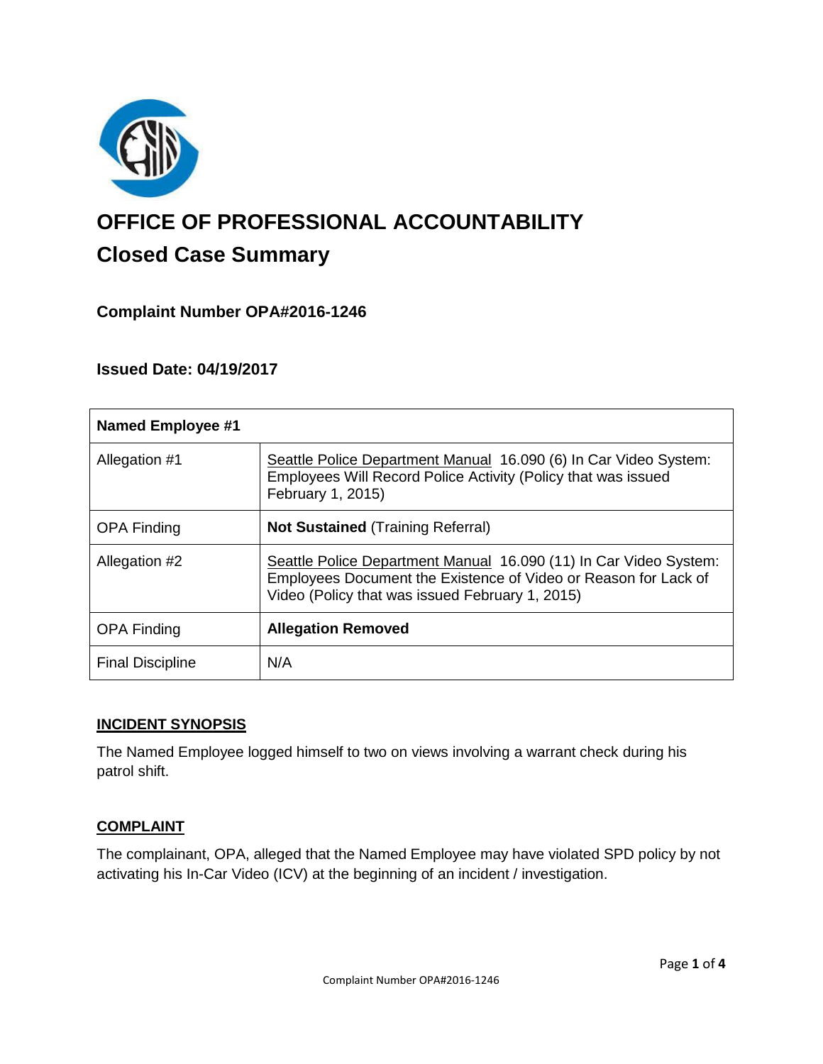# OFFICE OF PROFESSIONAL ACCOUNTABILITY

## Closed Case Summary

### Complaint Number OPA#2016-1246

### Issued Date: 04/19/2017

| Named Employee #1 | |
|---|---|
| Allegation #1 | Seattle Police Department Manual 16.090 (6) In Car Video System: Employees Will Record Police Activity (Policy that was issued February 1, 2015) |
| OPA Finding | **Not Sustained** (Training Referral) |
| Allegation #2 | Seattle Police Department Manual 16.090 (11) In Car Video System: Employees Document the Existence of Video or Reason for Lack of Video (Policy that was issued February 1, 2015) |
| OPA Finding | **Allegation Removed** |
| Final Discipline | N/A |

**INCIDENT SYNOPSIS**

The Named Employee logged himself to two on views involving a warrant check during his patrol shift.

**COMPLAINT**

The complainant, OPA, alleged that the Named Employee may have violated SPD policy by not activating his In-Car Video (ICV) at the beginning of an incident / investigation.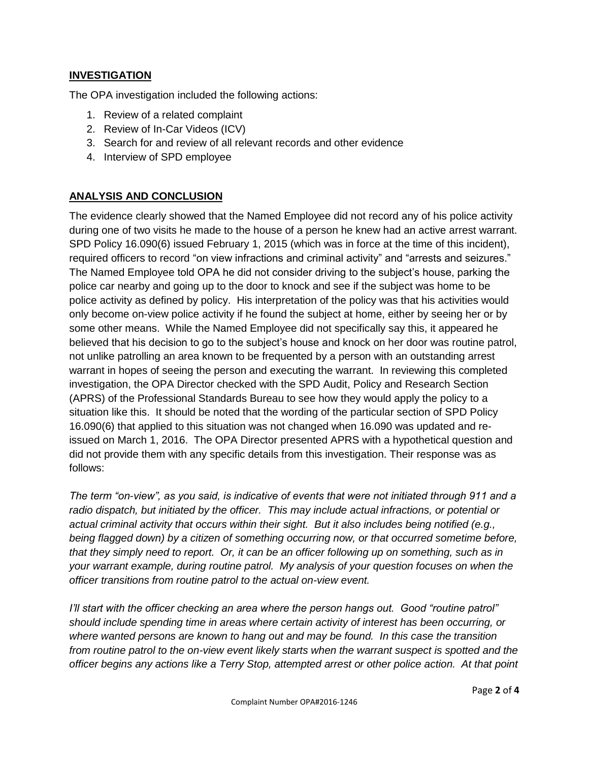## INVESTIGATION

The OPA investigation included the following actions:

1. Review of a related complaint
2. Review of In-Car Videos (ICV)
3. Search for and review of all relevant records and other evidence
4. Interview of SPD employee

## ANALYSIS AND CONCLUSION

The evidence clearly showed that the Named Employee did not record any of his police activity during one of two visits he made to the house of a person he knew had an active arrest warrant. SPD Policy 16.090(6) issued February 1, 2015 (which was in force at the time of this incident), required officers to record "on view infractions and criminal activity" and "arrests and seizures." The Named Employee told OPA he did not consider driving to the subject's house, parking the police car nearby and going up to the door to knock and see if the subject was home to be police activity as defined by policy. His interpretation of the policy was that his activities would only become on-view police activity if he found the subject at home, either by seeing her or by some other means. While the Named Employee did not specifically say this, it appeared he believed that his decision to go to the subject's house and knock on her door was routine patrol, not unlike patrolling an area known to be frequented by a person with an outstanding arrest warrant in hopes of seeing the person and executing the warrant. In reviewing this completed investigation, the OPA Director checked with the SPD Audit, Policy and Research Section (APRS) of the Professional Standards Bureau to see how they would apply the policy to a situation like this. It should be noted that the wording of the particular section of SPD Policy 16.090(6) that applied to this situation was not changed when 16.090 was updated and re-issued on March 1, 2016. The OPA Director presented APRS with a hypothetical question and did not provide them with any specific details from this investigation. Their response was as follows:

*The term "on-view", as you said, is indicative of events that were not initiated through 911 and a radio dispatch, but initiated by the officer. This may include actual infractions, or potential or actual criminal activity that occurs within their sight. But it also includes being notified (e.g., being flagged down) by a citizen of something occurring now, or that occurred sometime before, that they simply need to report. Or, it can be an officer following up on something, such as in your warrant example, during routine patrol. My analysis of your question focuses on when the officer transitions from routine patrol to the actual on-view event.*

*I'll start with the officer checking an area where the person hangs out. Good "routine patrol" should include spending time in areas where certain activity of interest has been occurring, or where wanted persons are known to hang out and may be found. In this case the transition from routine patrol to the on-view event likely starts when the warrant suspect is spotted and the officer begins any actions like a Terry Stop, attempted arrest or other police action. At that point*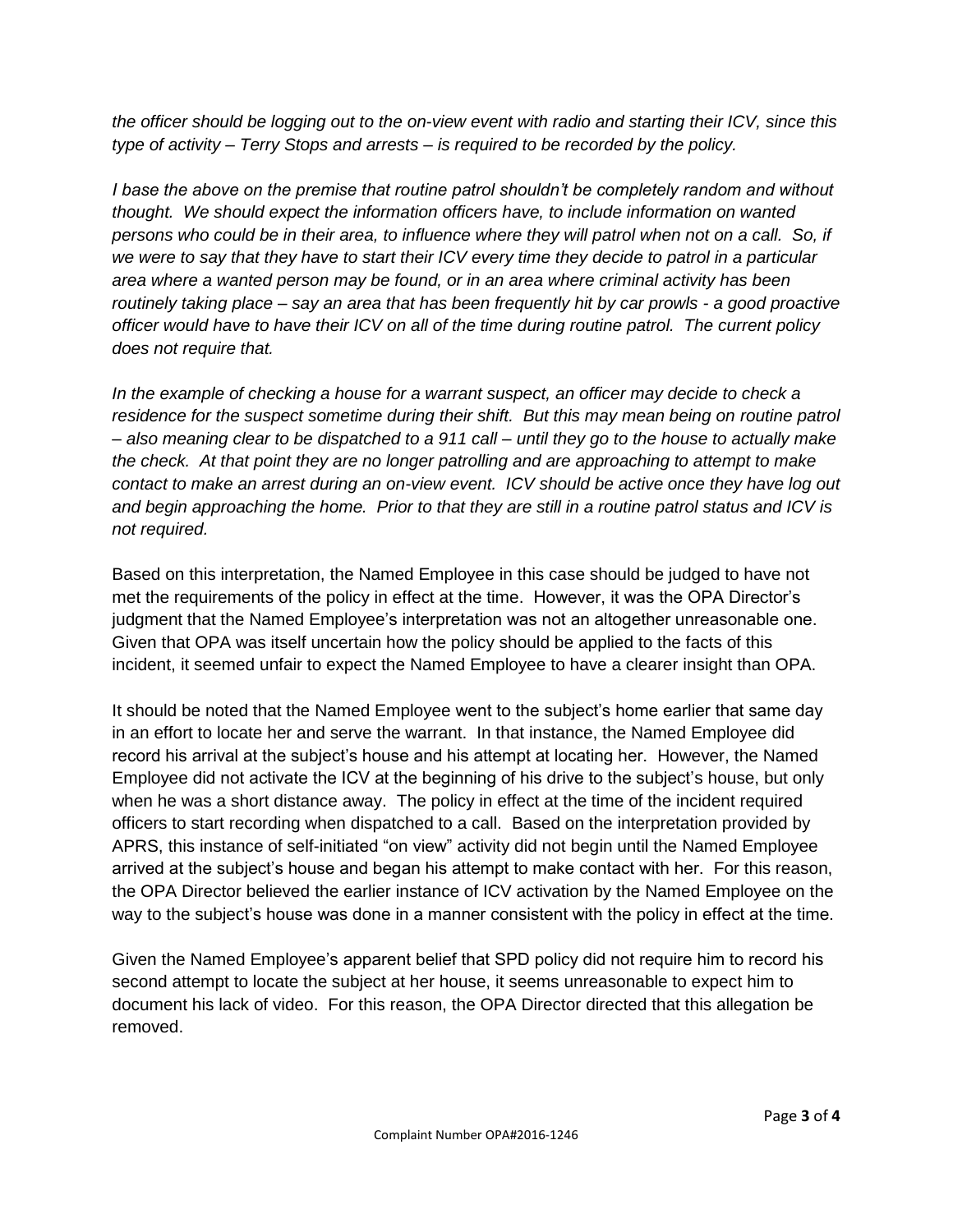*the officer should be logging out to the on-view event with radio and starting their ICV, since this type of activity – Terry Stops and arrests – is required to be recorded by the policy.*

*I base the above on the premise that routine patrol shouldn't be completely random and without thought. We should expect the information officers have, to include information on wanted persons who could be in their area, to influence where they will patrol when not on a call. So, if we were to say that they have to start their ICV every time they decide to patrol in a particular area where a wanted person may be found, or in an area where criminal activity has been routinely taking place – say an area that has been frequently hit by car prowls - a good proactive officer would have to have their ICV on all of the time during routine patrol. The current policy does not require that.*

*In the example of checking a house for a warrant suspect, an officer may decide to check a residence for the suspect sometime during their shift. But this may mean being on routine patrol – also meaning clear to be dispatched to a 911 call – until they go to the house to actually make the check. At that point they are no longer patrolling and are approaching to attempt to make contact to make an arrest during an on-view event. ICV should be active once they have log out and begin approaching the home. Prior to that they are still in a routine patrol status and ICV is not required.*

Based on this interpretation, the Named Employee in this case should be judged to have not met the requirements of the policy in effect at the time. However, it was the OPA Director's judgment that the Named Employee's interpretation was not an altogether unreasonable one. Given that OPA was itself uncertain how the policy should be applied to the facts of this incident, it seemed unfair to expect the Named Employee to have a clearer insight than OPA.

It should be noted that the Named Employee went to the subject's home earlier that same day in an effort to locate her and serve the warrant. In that instance, the Named Employee did record his arrival at the subject's house and his attempt at locating her. However, the Named Employee did not activate the ICV at the beginning of his drive to the subject's house, but only when he was a short distance away. The policy in effect at the time of the incident required officers to start recording when dispatched to a call. Based on the interpretation provided by APRS, this instance of self-initiated "on view" activity did not begin until the Named Employee arrived at the subject's house and began his attempt to make contact with her. For this reason, the OPA Director believed the earlier instance of ICV activation by the Named Employee on the way to the subject's house was done in a manner consistent with the policy in effect at the time.

Given the Named Employee's apparent belief that SPD policy did not require him to record his second attempt to locate the subject at her house, it seems unreasonable to expect him to document his lack of video. For this reason, the OPA Director directed that this allegation be removed.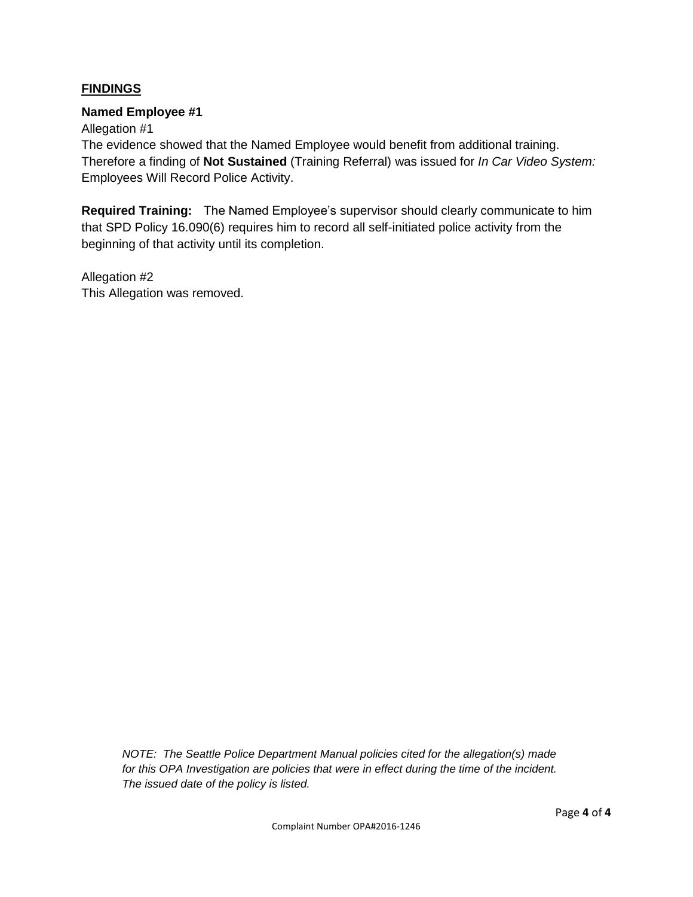## FINDINGS

**Named Employee #1**

Allegation #1

The evidence showed that the Named Employee would benefit from additional training. Therefore a finding of **Not Sustained** (Training Referral) was issued for *In Car Video System:* Employees Will Record Police Activity.

**Required Training:** The Named Employee's supervisor should clearly communicate to him that SPD Policy 16.090(6) requires him to record all self-initiated police activity from the beginning of that activity until its completion.

Allegation #2

This Allegation was removed.

*NOTE: The Seattle Police Department Manual policies cited for the allegation(s) made for this OPA Investigation are policies that were in effect during the time of the incident. The issued date of the policy is listed.*

Complaint Number OPA#2016-1246